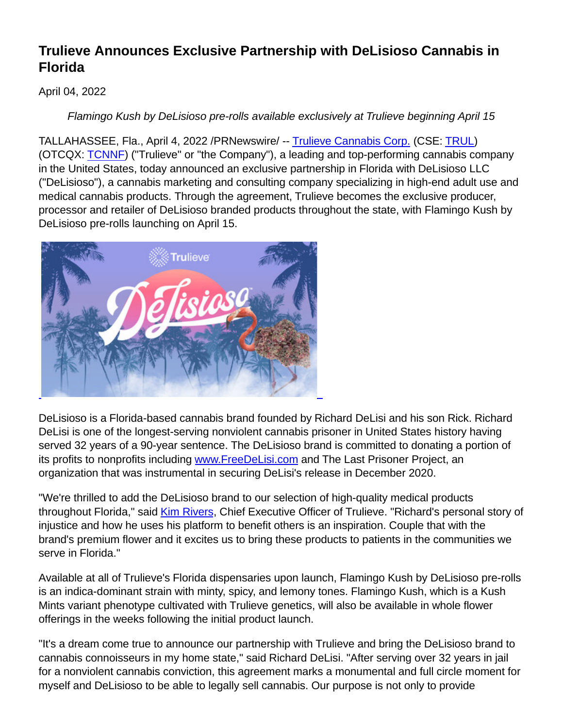# Trulieve Announces Exclusive Partnership with DeLisioso Cannabis in Florida

April 04, 2022

*Flamingo Kush by DeLisioso pre-rolls available exclusively at Trulieve beginning April 15*

TALLAHASSEE, Fla., April 4, 2022 /PRNewswire/ -- Trulieve Cannabis Corp. (CSE: TRUL) (OTCQX: TCNNF) ("Trulieve" or "the Company"), a leading and top-performing cannabis company in the United States, today announced an exclusive partnership in Florida with DeLisioso LLC ("DeLisioso"), a cannabis marketing and consulting company specializing in high-end adult use and medical cannabis products. Through the agreement, Trulieve becomes the exclusive producer, processor and retailer of DeLisioso branded products throughout the state, with Flamingo Kush by DeLisioso pre-rolls launching on April 15.

DeLisioso is a Florida-based cannabis brand founded by Richard DeLisi and his son Rick. Richard DeLisi is one of the longest-serving nonviolent cannabis prisoner in United States history having served 32 years of a 90-year sentence. The DeLisioso brand is committed to donating a portion of its profits to nonprofits including www.FreeDeLisi.com and The Last Prisoner Project, an organization that was instrumental in securing DeLisi's release in December 2020.

"We're thrilled to add the DeLisioso brand to our selection of high-quality medical products throughout Florida," said Kim Rivers, Chief Executive Officer of Trulieve. "Richard's personal story of injustice and how he uses his platform to benefit others is an inspiration. Couple that with the brand's premium flower and it excites us to bring these products to patients in the communities we serve in Florida."

Available at all of Trulieve's Florida dispensaries upon launch, Flamingo Kush by DeLisioso pre-rolls is an indica-dominant strain with minty, spicy, and lemony tones. Flamingo Kush, which is a Kush Mints variant phenotype cultivated with Trulieve genetics, will also be available in whole flower offerings in the weeks following the initial product launch.

"It's a dream come true to announce our partnership with Trulieve and bring the DeLisioso brand to cannabis connoisseurs in my home state," said Richard DeLisi. "After serving over 32 years in jail for a nonviolent cannabis conviction, this agreement marks a monumental and full circle moment for myself and DeLisioso to be able to legally sell cannabis. Our purpose is not only to provide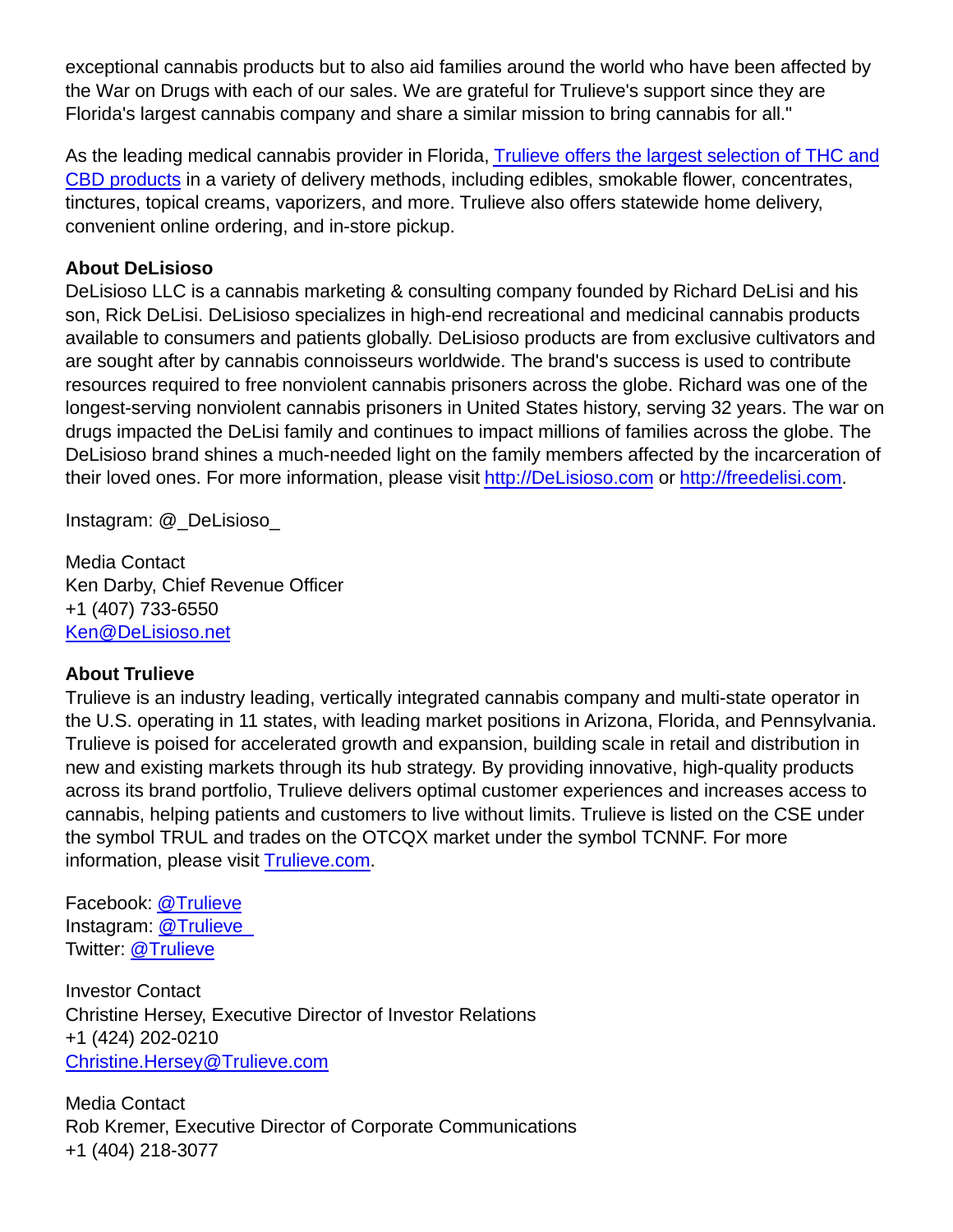exceptional cannabis products but to also aid families around the world who have been affected by the War on Drugs with each of our sales. We are grateful for Trulieve's support since they are Florida's largest cannabis company and share a similar mission to bring cannabis for all."

As the leading medical cannabis provider in Florida, [Trulieve offers the largest selection of THC and CBD products]() in a variety of delivery methods, including edibles, smokable flower, concentrates, tinctures, topical creams, vaporizers, and more. Trulieve also offers statewide home delivery, convenient online ordering, and in-store pickup.

**About DeLisioso**
DeLisioso LLC is a cannabis marketing & consulting company founded by Richard DeLisi and his son, Rick DeLisi. DeLisioso specializes in high-end recreational and medicinal cannabis products available to consumers and patients globally. DeLisioso products are from exclusive cultivators and are sought after by cannabis connoisseurs worldwide. The brand's success is used to contribute resources required to free nonviolent cannabis prisoners across the globe. Richard was one of the longest-serving nonviolent cannabis prisoners in United States history, serving 32 years. The war on drugs impacted the DeLisi family and continues to impact millions of families across the globe. The DeLisioso brand shines a much-needed light on the family members affected by the incarceration of their loved ones. For more information, please visit http://DeLisioso.com or http://freedelisi.com.

Instagram: @_DeLisioso_

Media Contact
Ken Darby, Chief Revenue Officer
+1 (407) 733-6550
Ken@DeLisioso.net

**About Trulieve**
Trulieve is an industry leading, vertically integrated cannabis company and multi-state operator in the U.S. operating in 11 states, with leading market positions in Arizona, Florida, and Pennsylvania. Trulieve is poised for accelerated growth and expansion, building scale in retail and distribution in new and existing markets through its hub strategy. By providing innovative, high-quality products across its brand portfolio, Trulieve delivers optimal customer experiences and increases access to cannabis, helping patients and customers to live without limits. Trulieve is listed on the CSE under the symbol TRUL and trades on the OTCQX market under the symbol TCNNF. For more information, please visit Trulieve.com.

Facebook: @Trulieve
Instagram: @Trulieve_
Twitter: @Trulieve

Investor Contact
Christine Hersey, Executive Director of Investor Relations
+1 (424) 202-0210
Christine.Hersey@Trulieve.com

Media Contact
Rob Kremer, Executive Director of Corporate Communications
+1 (404) 218-3077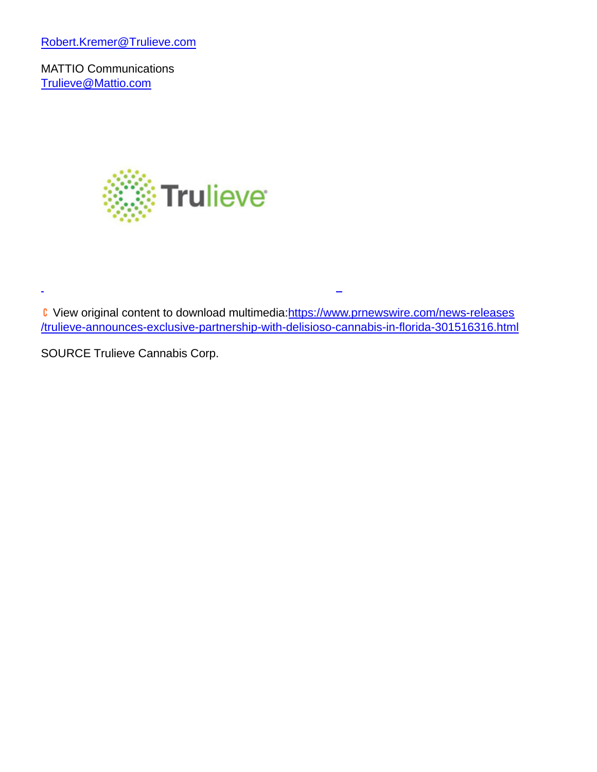Robert.Kremer@Trulieve.com

MATTIO Communications
Trulieve@Mattio.com

View original content to download multimedia:https://www.prnewswire.com/news-releases/trulieve-announces-exclusive-partnership-with-delisioso-cannabis-in-florida-301516316.html

SOURCE Trulieve Cannabis Corp.